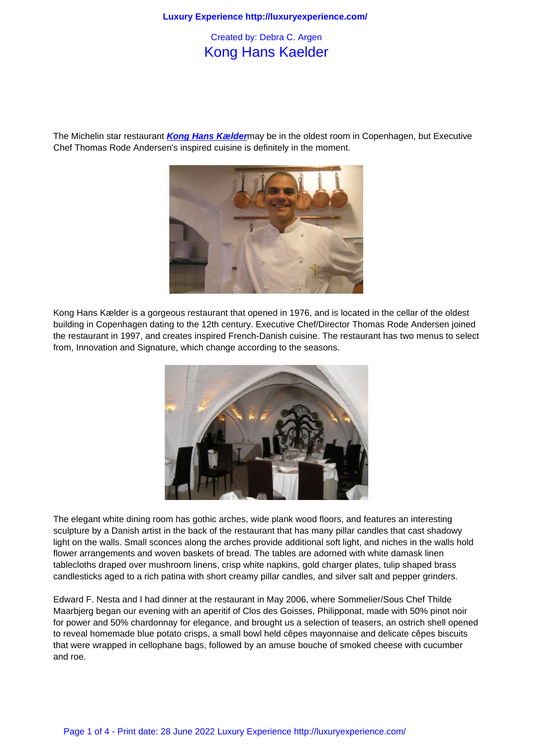Created by: Debra C. Argen

# Kong Hans Kaelder

The Michelin star restaurant ***Kong Hans Kælder***may be in the oldest room in Copenhagen, but Executive Chef Thomas Rode Andersen's inspired cuisine is definitely in the moment.

Kong Hans Kælder is a gorgeous restaurant that opened in 1976, and is located in the cellar of the oldest building in Copenhagen dating to the 12th century. Executive Chef/Director Thomas Rode Andersen joined the restaurant in 1997, and creates inspired French-Danish cuisine. The restaurant has two menus to select from, Innovation and Signature, which change according to the seasons.

The elegant white dining room has gothic arches, wide plank wood floors, and features an interesting sculpture by a Danish artist in the back of the restaurant that has many pillar candles that cast shadowy light on the walls. Small sconces along the arches provide additional soft light, and niches in the walls hold flower arrangements and woven baskets of bread. The tables are adorned with white damask linen tablecloths draped over mushroom linens, crisp white napkins, gold charger plates, tulip shaped brass candlesticks aged to a rich patina with short creamy pillar candles, and silver salt and pepper grinders.

Edward F. Nesta and I had dinner at the restaurant in May 2006, where Sommelier/Sous Chef Thilde Maarbjerg began our evening with an aperitif of Clos des Goisses, Philipponat, made with 50% pinot noir for power and 50% chardonnay for elegance, and brought us a selection of teasers, an ostrich shell opened to reveal homemade blue potato crisps, a small bowl held cêpes mayonnaise and delicate cêpes biscuits that were wrapped in cellophane bags, followed by an amuse bouche of smoked cheese with cucumber and roe.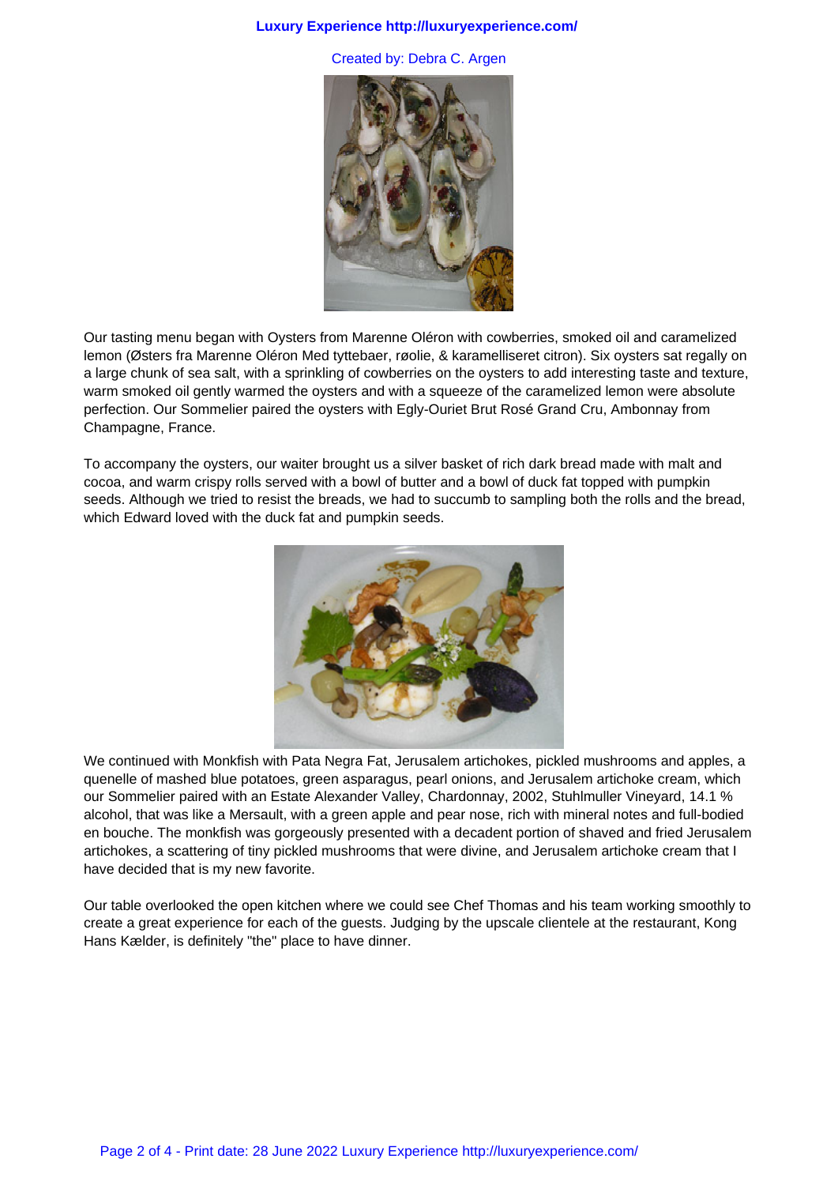Created by: Debra C. Argen

Our tasting menu began with Oysters from Marenne Oléron with cowberries, smoked oil and caramelized lemon (Østers fra Marenne Oléron Med tyttebaer, røolie, & karamelliseret citron). Six oysters sat regally on a large chunk of sea salt, with a sprinkling of cowberries on the oysters to add interesting taste and texture, warm smoked oil gently warmed the oysters and with a squeeze of the caramelized lemon were absolute perfection. Our Sommelier paired the oysters with Egly-Ouriet Brut Rosé Grand Cru, Ambonnay from Champagne, France.

To accompany the oysters, our waiter brought us a silver basket of rich dark bread made with malt and cocoa, and warm crispy rolls served with a bowl of butter and a bowl of duck fat topped with pumpkin seeds. Although we tried to resist the breads, we had to succumb to sampling both the rolls and the bread, which Edward loved with the duck fat and pumpkin seeds.

We continued with Monkfish with Pata Negra Fat, Jerusalem artichokes, pickled mushrooms and apples, a quenelle of mashed blue potatoes, green asparagus, pearl onions, and Jerusalem artichoke cream, which our Sommelier paired with an Estate Alexander Valley, Chardonnay, 2002, Stuhlmuller Vineyard, 14.1 % alcohol, that was like a Mersault, with a green apple and pear nose, rich with mineral notes and full-bodied en bouche. The monkfish was gorgeously presented with a decadent portion of shaved and fried Jerusalem artichokes, a scattering of tiny pickled mushrooms that were divine, and Jerusalem artichoke cream that I have decided that is my new favorite.

Our table overlooked the open kitchen where we could see Chef Thomas and his team working smoothly to create a great experience for each of the guests. Judging by the upscale clientele at the restaurant, Kong Hans Kælder, is definitely "the" place to have dinner.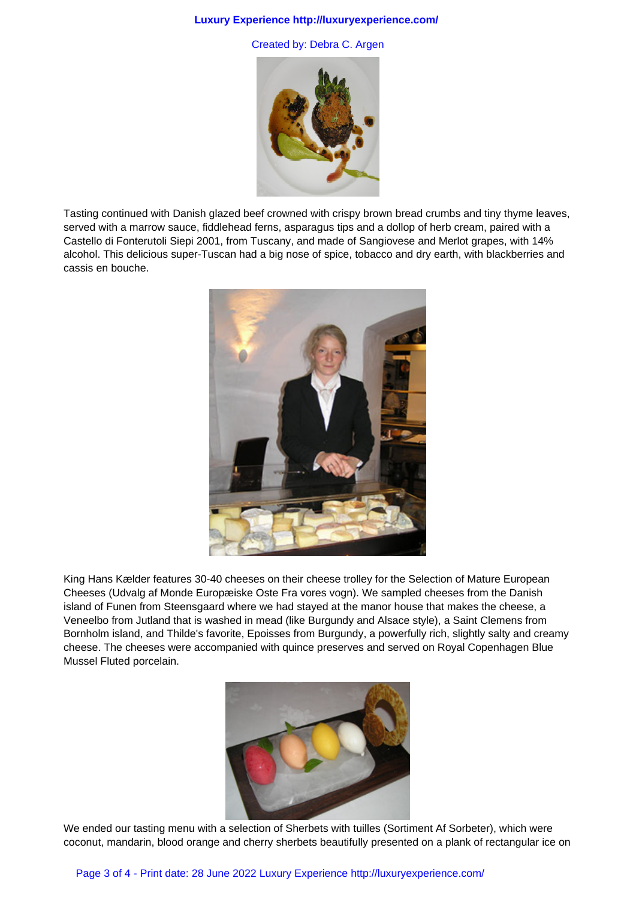Tasting continued with Danish glazed beef crowned with crispy brown bread crumbs and tiny thyme leaves, served with a marrow sauce, fiddlehead ferns, asparagus tips and a dollop of herb cream, paired with a Castello di Fonterutoli Siepi 2001, from Tuscany, and made of Sangiovese and Merlot grapes, with 14% alcohol. This delicious super-Tuscan had a big nose of spice, tobacco and dry earth, with blackberries and cassis en bouche.

King Hans Kælder features 30-40 cheeses on their cheese trolley for the Selection of Mature European Cheeses (Udvalg af Monde Europæiske Oste Fra vores vogn). We sampled cheeses from the Danish island of Funen from Steensgaard where we had stayed at the manor house that makes the cheese, a Veneelbo from Jutland that is washed in mead (like Burgundy and Alsace style), a Saint Clemens from Bornholm island, and Thilde's favorite, Epoisses from Burgundy, a powerfully rich, slightly salty and creamy cheese. The cheeses were accompanied with quince preserves and served on Royal Copenhagen Blue Mussel Fluted porcelain.

We ended our tasting menu with a selection of Sherbets with tuilles (Sortiment Af Sorbeter), which were coconut, mandarin, blood orange and cherry sherbets beautifully presented on a plank of rectangular ice on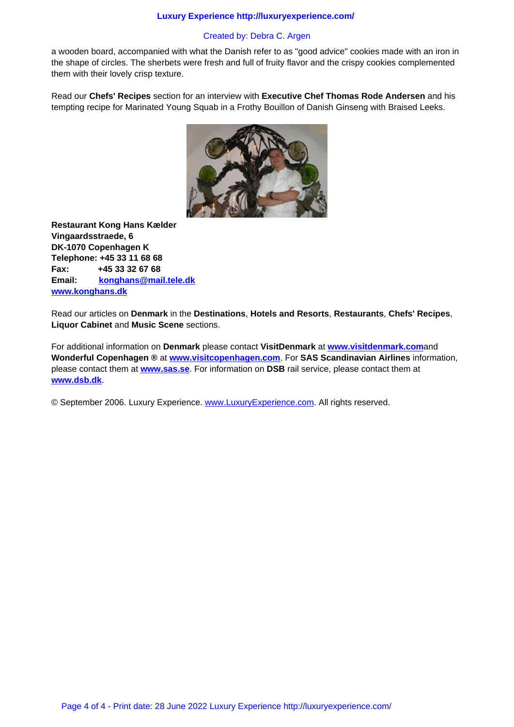a wooden board, accompanied with what the Danish refer to as "good advice" cookies made with an iron in the shape of circles. The sherbets were fresh and full of fruity flavor and the crispy cookies complemented them with their lovely crisp texture.

Read our **Chefs' Recipes** section for an interview with **Executive Chef Thomas Rode Andersen** and his tempting recipe for Marinated Young Squab in a Frothy Bouillon of Danish Ginseng with Braised Leeks.

**Restaurant Kong Hans Kælder**
**Vingaardsstraede, 6**
**DK-1070 Copenhagen K**
**Telephone: +45 33 11 68 68**
**Fax: +45 33 32 67 68**
**Email: konghans@mail.tele.dk**
**www.konghans.dk**

Read our articles on **Denmark** in the **Destinations**, **Hotels and Resorts**, **Restaurants**, **Chefs' Recipes**, **Liquor Cabinet** and **Music Scene** sections.

For additional information on **Denmark** please contact **VisitDenmark** at **www.visitdenmark.com**and **Wonderful Copenhagen ®** at **www.visitcopenhagen.com**. For **SAS Scandinavian Airlines** information, please contact them at **www.sas.se**. For information on **DSB** rail service, please contact them at **www.dsb.dk**.

© September 2006. Luxury Experience. www.LuxuryExperience.com. All rights reserved.